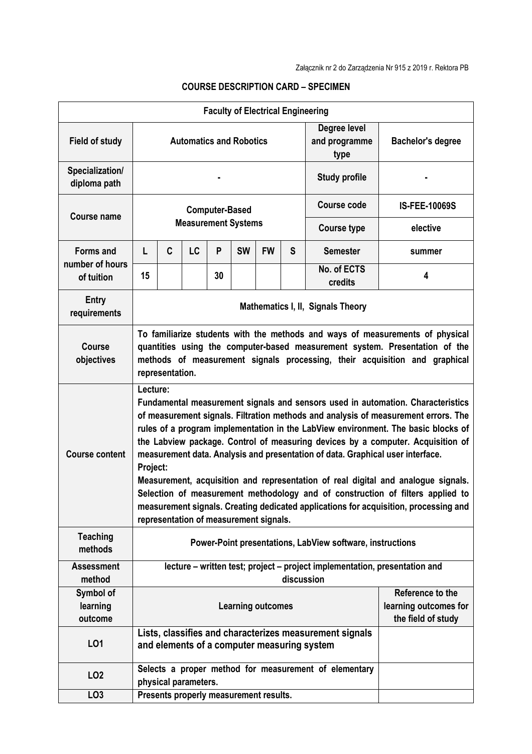Załącznik nr 2 do Zarządzenia Nr 915 z 2019 r. Rektora PB

**COURSE DESCRIPTION CARD – SPECIMEN**

| Faculty of Electrical Engineering | | | | | | | | | |
|---|---|---|---|---|---|---|---|---|---|
| **Field of study** | Automatics and Robotics | | | | | | | **Degree level and programme type** | Bachelor's degree |
| **Specialization/ diploma path** | - | | | | | | | **Study profile** | - |
| **Course name** | Computer-Based Measurement Systems | | | | | | | **Course code** | IS-FEE-10069S |
| | | | | | | | | **Course type** | elective |
| **Forms and number of hours of tuition** | L | C | LC | P | SW | FW | S | **Semester** | summer |
| | 15 | | | 30 | | | | **No. of ECTS credits** | 4 |
| **Entry requirements** | Mathematics I, II, Signals Theory | | | | | | | | |
| **Course objectives** | To familiarize students with the methods and ways of measurements of physical quantities using the computer-based measurement system. Presentation of the methods of measurement signals processing, their acquisition and graphical representation. | | | | | | | | |
| **Course content** | Lecture: Fundamental measurement signals and sensors used in automation. Characteristics of measurement signals. Filtration methods and analysis of measurement errors. The rules of a program implementation in the LabView environment. The basic blocks of the Labview package. Control of measuring devices by a computer. Acquisition of measurement data. Analysis and presentation of data. Graphical user interface. Project: Measurement, acquisition and representation of real digital and analogue signals. Selection of measurement methodology and of construction of filters applied to measurement signals. Creating dedicated applications for acquisition, processing and representation of measurement signals. | | | | | | | | |
| **Teaching methods** | Power-Point presentations, LabView software, instructions | | | | | | | | |
| **Assessment method** | lecture – written test; project – project implementation, presentation and discussion | | | | | | | | |
| **Symbol of learning outcome** | **Learning outcomes** | | | | | | | | **Reference to the learning outcomes for the field of study** |
| **LO1** | Lists, classifies and characterizes measurement signals and elements of a computer measuring system | | | | | | | | |
| **LO2** | Selects a proper method for measurement of elementary physical parameters. | | | | | | | | |
| **LO3** | Presents properly measurement results. | | | | | | | | |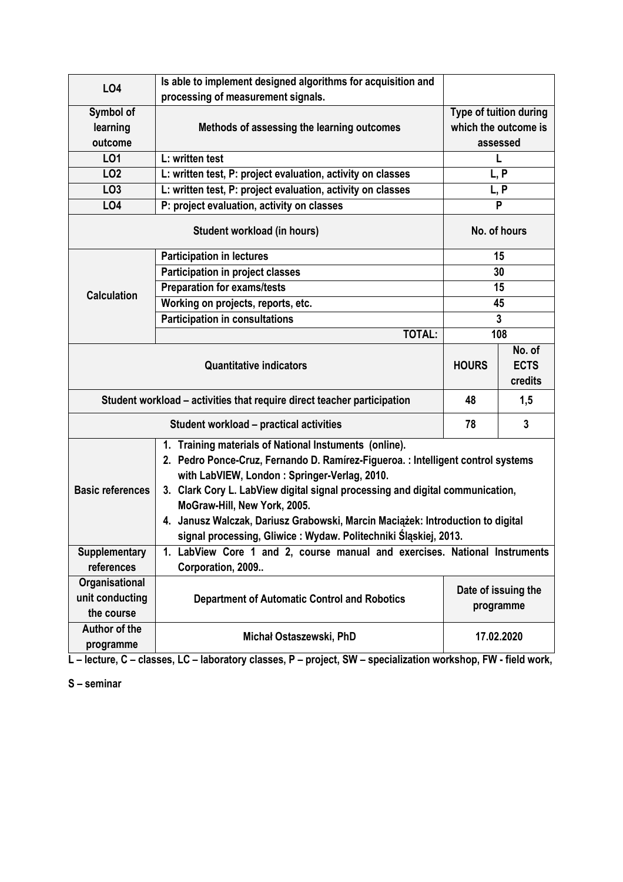| | | | |
|---|---|---|---|
| **LO4** | **Is able to implement designed algorithms for acquisition and processing of measurement signals.** | | |
| **Symbol of learning outcome** | **Methods of assessing the learning outcomes** | **Type of tuition during which the outcome is assessed** | |
| **LO1** | **L: written test** | **L** | |
| **LO2** | **L: written test, P: project evaluation, activity on classes** | **L, P** | |
| **LO3** | **L: written test, P: project evaluation, activity on classes** | **L, P** | |
| **LO4** | **P: project evaluation, activity on classes** | **P** | |
| **Student workload (in hours)** | | **No. of hours** | |
| **Calculation** | **Participation in lectures** | **15** | |
| | **Participation in project classes** | **30** | |
| | **Preparation for exams/tests** | **15** | |
| | **Working on projects, reports, etc.** | **45** | |
| | **Participation in consultations** | **3** | |
| | **TOTAL:** | **108** | |
| **Quantitative indicators** | | **HOURS** | **No. of ECTS credits** |
| **Student workload – activities that require direct teacher participation** | | **48** | **1,5** |
| **Student workload – practical activities** | | **78** | **3** |
| **Basic references** | **1. Training materials of National Instuments (online).**<br>**2. Pedro Ponce-Cruz, Fernando D. Ramírez-Figueroa. : Intelligent control systems with LabVIEW, London : Springer-Verlag, 2010.**<br>**3. Clark Cory L. LabView digital signal processing and digital communication, MoGraw-Hill, New York, 2005.**<br>**4. Janusz Walczak, Dariusz Grabowski, Marcin Maciążek: Introduction to digital signal processing, Gliwice : Wydaw. Politechniki Śląskiej, 2013.** | | |
| **Supplementary references** | **1. LabView Core 1 and 2, course manual and exercises. National Instruments Corporation, 2009..** | | |
| **Organisational unit conducting the course** | **Department of Automatic Control and Robotics** | **Date of issuing the programme** | |
| **Author of the programme** | **Michał Ostaszewski, PhD** | **17.02.2020** | |

**L – lecture, C – classes, LC – laboratory classes, P – project, SW – specialization workshop, FW - field work, S – seminar**